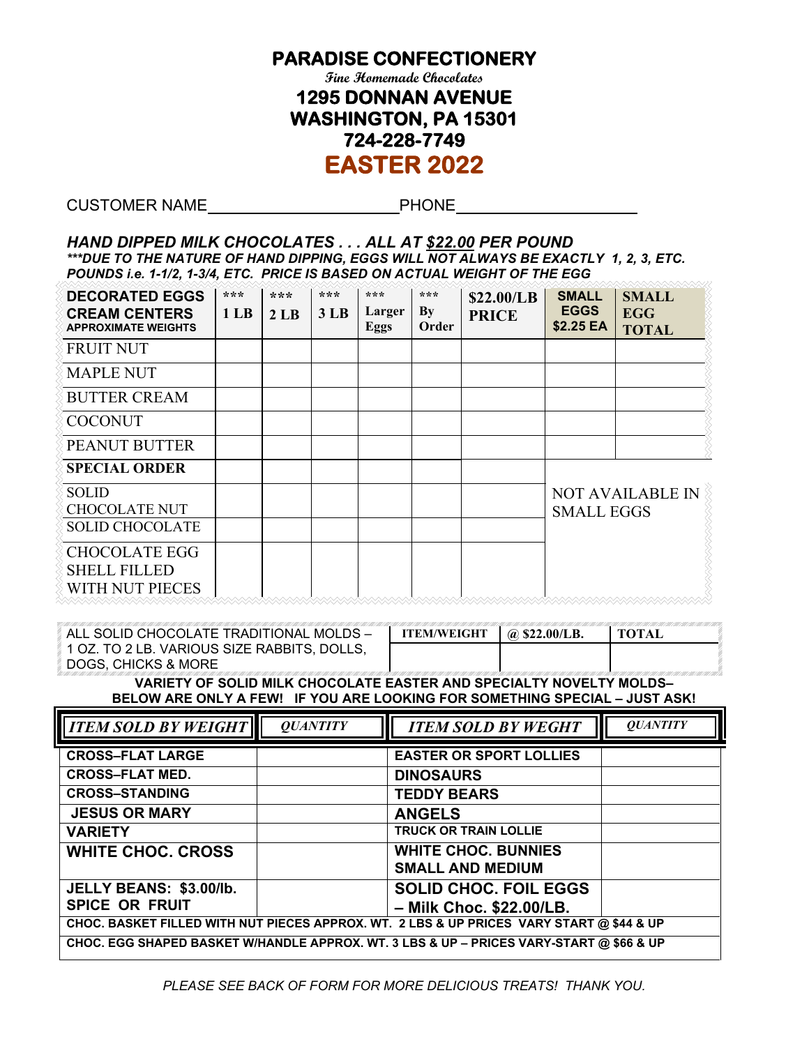# PARADISE CONFECTIONERY

*Fine Homemade Chocolates*

**1295 DONNAN AVENUE**
**WASHINGTON, PA 15301**
**724-228-7749**

## EASTER 2022

CUSTOMER NAME\_\_\_\_\_\_\_\_\_\_\_\_\_\_\_\_\_\_\_\_\_\_\_\_ PHONE\_\_\_\_\_\_\_\_\_\_\_\_\_\_\_\_\_\_\_\_\_\_\_\_

### *HAND DIPPED MILK CHOCOLATES . . . ALL AT $22.00 PER POUND*

***\*\*\*DUE TO THE NATURE OF HAND DIPPING, EGGS WILL NOT ALWAYS BE EXACTLY 1, 2, 3, ETC. POUNDS i.e. 1-1/2, 1-3/4, ETC. PRICE IS BASED ON ACTUAL WEIGHT OF THE EGG***

| **DECORATED EGGS CREAM CENTERS** APPROXIMATE WEIGHTS | \*\*\* 1 LB | \*\*\* 2 LB | \*\*\* 3 LB | \*\*\* Larger Eggs | \*\*\* By Order | $22.00/LB PRICE | SMALL EGGS $2.25 EA | SMALL EGG TOTAL |
|---|---|---|---|---|---|---|---|---|
| FRUIT NUT | | | | | | | | |
| MAPLE NUT | | | | | | | | |
| BUTTER CREAM | | | | | | | | |
| COCONUT | | | | | | | | |
| PEANUT BUTTER | | | | | | | | |
| **SPECIAL ORDER** | | | | | | | | |
| SOLID CHOCOLATE NUT | | | | | | | NOT AVAILABLE IN SMALL EGGS | |
| SOLID CHOCOLATE | | | | | | | | |
| CHOCOLATE EGG SHELL FILLED WITH NUT PIECES | | | | | | | | |

| ALL SOLID CHOCOLATE TRADITIONAL MOLDS – 1 OZ. TO 2 LB. VARIOUS SIZE RABBITS, DOLLS, DOGS, CHICKS & MORE | ITEM/WEIGHT | @ $22.00/LB. | TOTAL |
|---|---|---|---|
| | | | |

**VARIETY OF SOLID MILK CHOCOLATE EASTER AND SPECIALTY NOVELTY MOLDS– BELOW ARE ONLY A FEW! IF YOU ARE LOOKING FOR SOMETHING SPECIAL – JUST ASK!**

| *ITEM SOLD BY WEIGHT* | *QUANTITY* | *ITEM SOLD BY WEGHT* | *QUANTITY* |
|---|---|---|---|
| **CROSS–FLAT LARGE** | | **EASTER OR SPORT LOLLIES** | |
| **CROSS–FLAT MED.** | | **DINOSAURS** | |
| **CROSS–STANDING** | | **TEDDY BEARS** | |
| **JESUS OR MARY** | | **ANGELS** | |
| **VARIETY** | | **TRUCK OR TRAIN LOLLIE** | |
| **WHITE CHOC. CROSS** | | **WHITE CHOC. BUNNIES SMALL AND MEDIUM** | |
| **JELLY BEANS: $3.00/lb. SPICE OR FRUIT** | | **SOLID CHOC. FOIL EGGS – Milk Choc. $22.00/LB.** | |
| **CHOC. BASKET FILLED WITH NUT PIECES APPROX. WT. 2 LBS & UP PRICES VARY START @ $44 & UP** | | | |
| **CHOC. EGG SHAPED BASKET W/HANDLE APPROX. WT. 3 LBS & UP – PRICES VARY-START @ $66 & UP** | | | |

*PLEASE SEE BACK OF FORM FOR MORE DELICIOUS TREATS! THANK YOU.*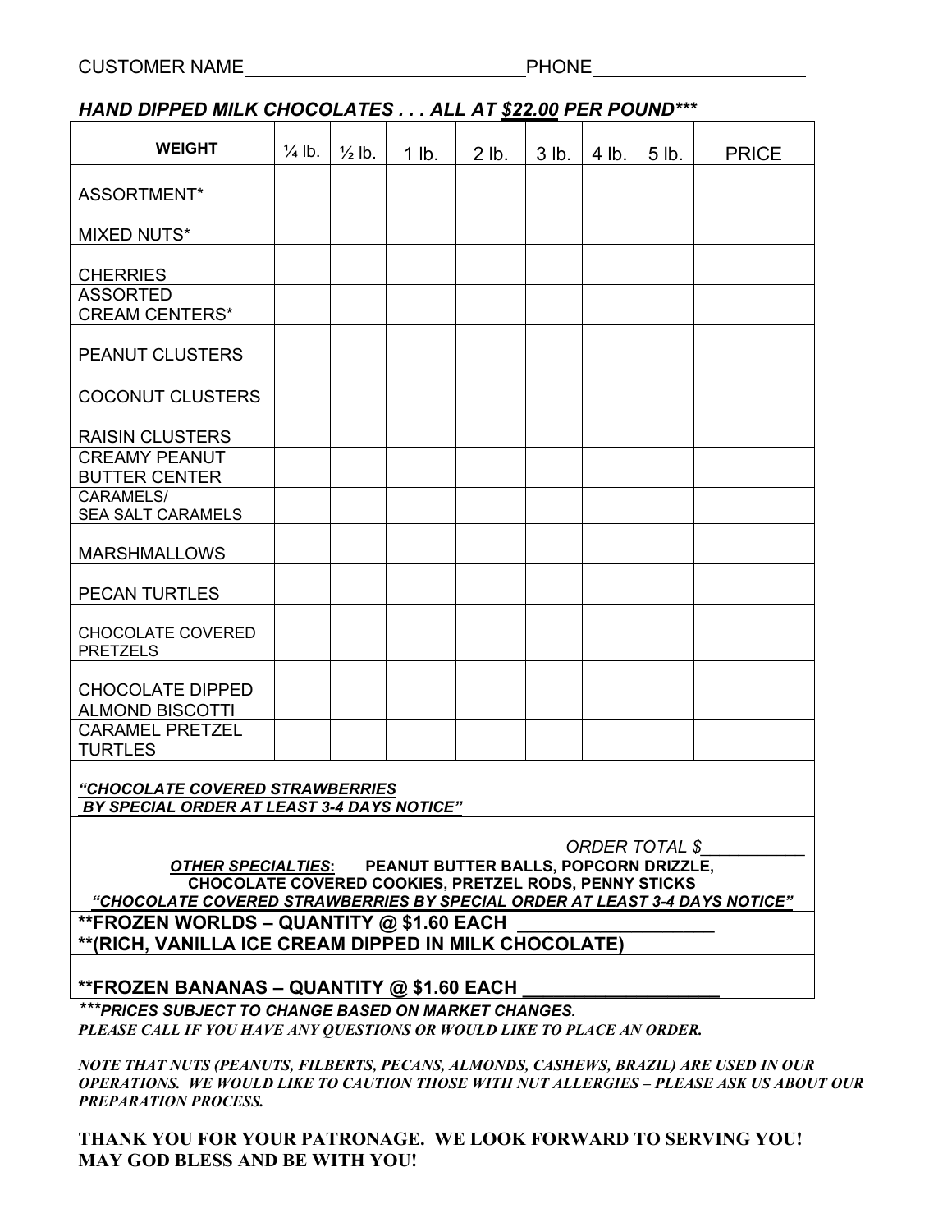CUSTOMER NAME\_\_\_\_\_\_\_\_\_\_\_\_\_\_\_\_\_\_\_\_\_\_\_\_\_\_\_\_PHONE\_\_\_\_\_\_\_\_\_\_\_\_\_\_\_\_\_\_\_\_

***HAND DIPPED MILK CHOCOLATES . . . ALL AT $22.00 PER POUND\*\*\****

| WEIGHT | ¼ lb. | ½ lb. | 1 lb. | 2 lb. | 3 lb. | 4 lb. | 5 lb. | PRICE |
|---|---|---|---|---|---|---|---|---|
| ASSORTMENT* | | | | | | | | |
| MIXED NUTS* | | | | | | | | |
| CHERRIES | | | | | | | | |
| ASSORTED CREAM CENTERS* | | | | | | | | |
| PEANUT CLUSTERS | | | | | | | | |
| COCONUT CLUSTERS | | | | | | | | |
| RAISIN CLUSTERS | | | | | | | | |
| CREAMY PEANUT BUTTER CENTER | | | | | | | | |
| CARAMELS/ SEA SALT CARAMELS | | | | | | | | |
| MARSHMALLOWS | | | | | | | | |
| PECAN TURTLES | | | | | | | | |
| CHOCOLATE COVERED PRETZELS | | | | | | | | |
| CHOCOLATE DIPPED ALMOND BISCOTTI | | | | | | | | |
| CARAMEL PRETZEL TURTLES | | | | | | | | |

***"CHOCOLATE COVERED STRAWBERRIES BY SPECIAL ORDER AT LEAST 3-4 DAYS NOTICE"***

*ORDER TOTAL $*\_\_\_\_\_\_\_\_\_\_\_

***OTHER SPECIALTIES*:** **PEANUT BUTTER BALLS, POPCORN DRIZZLE, CHOCOLATE COVERED COOKIES, PRETZEL RODS, PENNY STICKS**

***"CHOCOLATE COVERED STRAWBERRIES BY SPECIAL ORDER AT LEAST 3-4 DAYS NOTICE"***

**\*\*FROZEN WORLDS – QUANTITY @ $1.60 EACH \_\_\_\_\_\_\_\_\_\_\_\_\_\_\_\_\_\_\_**
**\*\*(RICH, VANILLA ICE CREAM DIPPED IN MILK CHOCOLATE)**

**\*\*FROZEN BANANAS – QUANTITY @ $1.60 EACH \_\_\_\_\_\_\_\_\_\_\_\_\_\_\_\_\_\_\_**

***\*\*\*PRICES SUBJECT TO CHANGE BASED ON MARKET CHANGES.***
***PLEASE CALL IF YOU HAVE ANY QUESTIONS OR WOULD LIKE TO PLACE AN ORDER.***

***NOTE THAT NUTS (PEANUTS, FILBERTS, PECANS, ALMONDS, CASHEWS, BRAZIL) ARE USED IN OUR OPERATIONS. WE WOULD LIKE TO CAUTION THOSE WITH NUT ALLERGIES – PLEASE ASK US ABOUT OUR PREPARATION PROCESS.***

**THANK YOU FOR YOUR PATRONAGE. WE LOOK FORWARD TO SERVING YOU!**
**MAY GOD BLESS AND BE WITH YOU!**